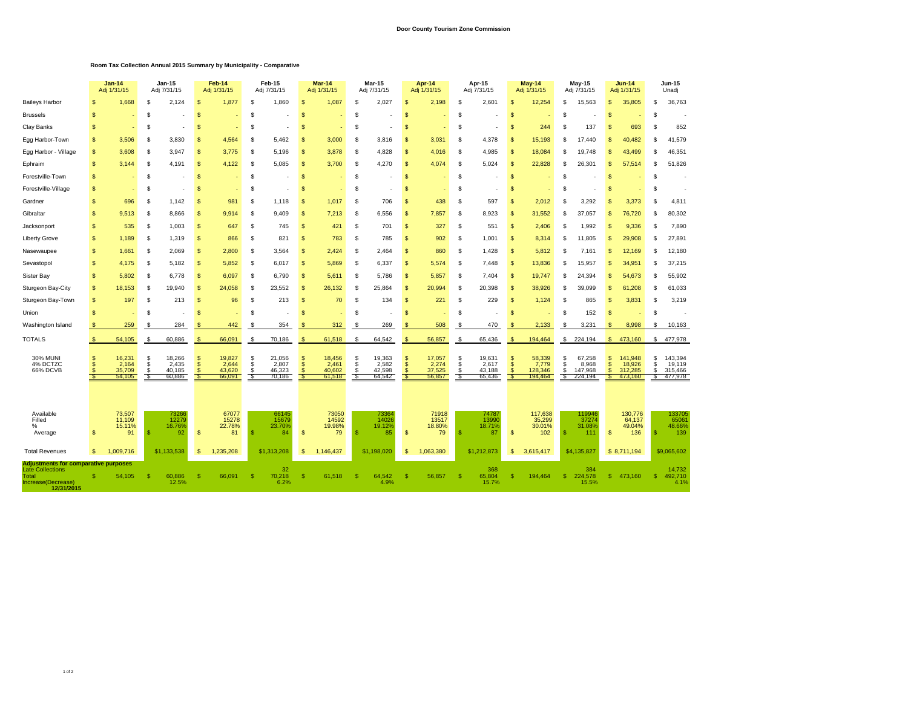**Door County Tourism Zone Commission**

**Room Tax Collection Annual 2015 Summary by Municipality - Comparative**

| | Jan-14 Adj 1/31/15 | Jan-15 Adj 7/31/15 | Feb-14 Adj 1/31/15 | Feb-15 Adj 7/31/15 | Mar-14 Adj 1/31/15 | Mar-15 Adj 7/31/15 | Apr-14 Adj 1/31/15 | Apr-15 Adj 7/31/15 | May-14 Adj 1/31/15 | May-15 Adj 7/31/15 | Jun-14 Adj 1/31/15 | Jun-15 Unadj |
|---|---|---|---|---|---|---|---|---|---|---|---|---|
| Baileys Harbor | $ 1,668 | $ 2,124 | $ 1,877 | $ 1,860 | $ 1,087 | $ 2,027 | $ 2,198 | $ 2,601 | $ 12,254 | $ 15,563 | $ 35,805 | $ 36,763 |
| Brussels | $ - | $ - | $ - | $ - | $ - | $ - | $ - | $ - | $ - | $ - | $ - | $ - |
| Clay Banks | $ - | $ - | $ - | $ - | $ - | $ - | $ - | $ - | $ 244 | $ 137 | $ 693 | $ 852 |
| Egg Harbor-Town | $ 3,506 | $ 3,830 | $ 4,564 | $ 5,462 | $ 3,000 | $ 3,816 | $ 3,031 | $ 4,378 | $ 15,193 | $ 17,440 | $ 40,482 | $ 41,579 |
| Egg Harbor - Village | $ 3,608 | $ 3,947 | $ 3,775 | $ 5,196 | $ 3,878 | $ 4,828 | $ 4,016 | $ 4,985 | $ 18,084 | $ 19,748 | $ 43,499 | $ 46,351 |
| Ephraim | $ 3,144 | $ 4,191 | $ 4,122 | $ 5,085 | $ 3,700 | $ 4,270 | $ 4,074 | $ 5,024 | $ 22,828 | $ 26,301 | $ 57,514 | $ 51,826 |
| Forestville-Town | $ - | $ - | $ - | $ - | $ - | $ - | $ - | $ - | $ - | $ - | $ - | $ - |
| Forestville-Village | $ - | $ - | $ - | $ - | $ - | $ - | $ - | $ - | $ - | $ - | $ - | $ - |
| Gardner | $ 696 | $ 1,142 | $ 981 | $ 1,118 | $ 1,017 | $ 706 | $ 438 | $ 597 | $ 2,012 | $ 3,292 | $ 3,373 | $ 4,811 |
| Gibraltar | $ 9,513 | $ 8,866 | $ 9,914 | $ 9,409 | $ 7,213 | $ 6,556 | $ 7,857 | $ 8,923 | $ 31,552 | $ 37,057 | $ 76,720 | $ 80,302 |
| Jacksonport | $ 535 | $ 1,003 | $ 647 | $ 745 | $ 421 | $ 701 | $ 327 | $ 551 | $ 2,406 | $ 1,992 | $ 9,336 | $ 7,890 |
| Liberty Grove | $ 1,189 | $ 1,319 | $ 866 | $ 821 | $ 783 | $ 785 | $ 902 | $ 1,001 | $ 8,314 | $ 11,805 | $ 29,908 | $ 27,891 |
| Nasewaupee | $ 1,661 | $ 2,069 | $ 2,800 | $ 3,564 | $ 2,424 | $ 2,464 | $ 860 | $ 1,428 | $ 5,812 | $ 7,161 | $ 12,169 | $ 12,180 |
| Sevastopol | $ 4,175 | $ 5,182 | $ 5,852 | $ 6,017 | $ 5,869 | $ 6,337 | $ 5,574 | $ 7,448 | $ 13,836 | $ 15,957 | $ 34,951 | $ 37,215 |
| Sister Bay | $ 5,802 | $ 6,778 | $ 6,097 | $ 6,790 | $ 5,611 | $ 5,786 | $ 5,857 | $ 7,404 | $ 19,747 | $ 24,394 | $ 54,673 | $ 55,902 |
| Sturgeon Bay-City | $ 18,153 | $ 19,940 | $ 24,058 | $ 23,552 | $ 26,132 | $ 25,864 | $ 20,994 | $ 20,398 | $ 38,926 | $ 39,099 | $ 61,208 | $ 61,033 |
| Sturgeon Bay-Town | $ 197 | $ 213 | $ 96 | $ 213 | $ 70 | $ 134 | $ 221 | $ 229 | $ 1,124 | $ 865 | $ 3,831 | $ 3,219 |
| Union | $ - | $ - | $ - | $ - | $ - | $ - | $ - | $ - | $ - | $ 152 | $ - | $ - |
| Washington Island | $ 259 | $ 284 | $ 442 | $ 354 | $ 312 | $ 269 | $ 508 | $ 470 | $ 2,133 | $ 3,231 | $ 8,998 | $ 10,163 |
| TOTALS | $ 54,105 | $ 60,886 | $ 66,091 | $ 70,186 | $ 61,518 | $ 64,542 | $ 56,857 | $ 65,436 | $ 194,464 | $ 224,194 | $ 473,160 | $ 477,978 |
| 30% MUNI | $ 16,231 | $ 18,266 | $ 19,827 | $ 21,056 | $ 18,456 | $ 19,363 | $ 17,057 | $ 19,631 | $ 58,339 | $ 67,258 | $ 141,948 | $ 143,394 |
| 4% DCTZC | $ 2,164 | $ 2,435 | $ 2,644 | $ 2,807 | $ 2,461 | $ 2,582 | $ 2,274 | $ 2,617 | $ 7,779 | $ 8,968 | $ 18,926 | $ 19,119 |
| 66% DCVB | $ 35,709 | $ 40,185 | $ 43,620 | $ 46,323 | $ 40,602 | $ 42,598 | $ 37,525 | $ 43,188 | $ 128,346 | $ 147,968 | $ 312,285 | $ 315,466 |
| | $ 54,105 | $ 60,886 | $ 66,091 | $ 70,186 | $ 61,518 | $ 64,542 | $ 56,857 | $ 65,436 | $ 194,464 | $ 224,194 | $ 473,160 | $ 477,978 |
| Available | 73,507 | 73266 | 67077 | 66145 | 73050 | 73364 | 71918 | 74787 | 117,638 | 119946 | 130,776 | 133705 |
| Filled | 11,109 | 12279 | 15278 | 15679 | 14592 | 14026 | 13517 | 13990 | 35,299 | 37274 | 64,137 | 65061 |
| % | 15.11% | 16.76% | 22.78% | 23.70% | 19.98% | 19.12% | 18.80% | 18.71% | 30.01% | 31.08% | 49.04% | 48.66% |
| Average | $ 91 | $ 92 | $ 81 | $ 84 | $ 79 | $ 85 | $ 79 | $ 87 | $ 102 | $ 111 | $ 136 | $ 139 |
| Total Revenues | $ 1,009,716 | $1,133,538 | $ 1,235,208 | $1,313,208 | $ 1,146,437 | $1,198,020 | $ 1,063,380 | $1,212,873 | $ 3,615,417 | $4,135,827 | $ 8,711,194 | $9,065,602 |
| **Adjustments for comparative purposes** | | | | | | | | | | | | |
| Late Collections | | | | 32 | | | | 368 | | 384 | | 14,732 |
| Total | $ 54,105 | $ 60,886 | $ 66,091 | $ 70,218 | $ 61,518 | $ 64,542 | $ 56,857 | $ 65,804 | $ 194,464 | $ 224,578 | $ 473,160 | $ 492,710 |
| Increase(Decrease) | | 12.5% | | 6.2% | | 4.9% | | 15.7% | | 15.5% | | 4.1% |
| **12/31/2015** | | | | | | | | | | | | |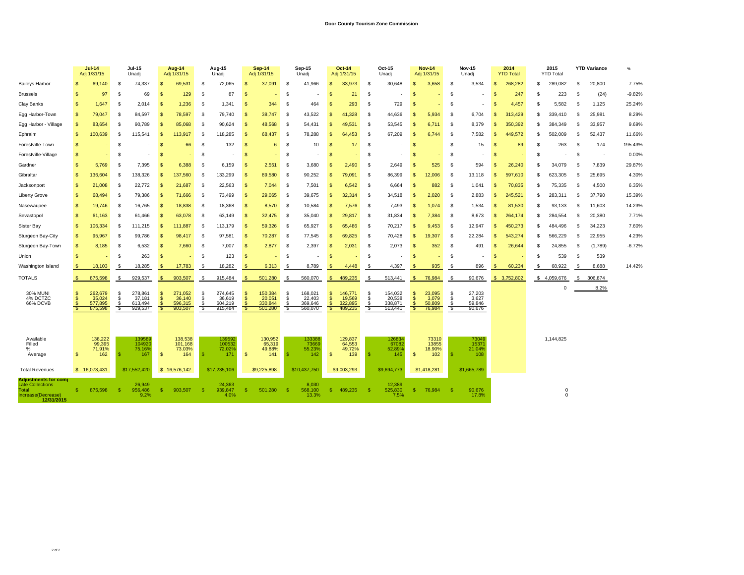# Door County Tourism Zone Commission

| | Jul-14 Adj 1/31/15 | Jul-15 Unadj | Aug-14 Adj 1/31/15 | Aug-15 Unadj | Sep-14 Adj 1/31/15 | Sep-15 Unadj | Oct-14 Adj 1/31/15 | Oct-15 Unadj | Nov-14 Adj 1/31/15 | Nov-15 Unadj | 2014 YTD Total | 2015 YTD Total | YTD Variance | % |
|---|---|---|---|---|---|---|---|---|---|---|---|---|---|---|
| Baileys Harbor | $ 69,140 | $ 74,337 | $ 69,531 | $ 72,065 | $ 37,091 | $ 41,966 | $ 33,973 | $ 30,648 | $ 3,658 | $ 3,534 | $ 268,282 | $ 289,082 | $ 20,800 | 7.75% |
| Brussels | $ 97 | $ 69 | $ 129 | $ 87 | $ - | $ - | $ 21 | $ - | $ - | $ - | $ 247 | $ 223 | $ (24) | -9.82% |
| Clay Banks | $ 1,647 | $ 2,014 | $ 1,236 | $ 1,341 | $ 344 | $ 464 | $ 293 | $ 729 | $ - | $ - | $ 4,457 | $ 5,582 | $ 1,125 | 25.24% |
| Egg Harbor-Town | $ 79,047 | $ 84,597 | $ 78,597 | $ 79,740 | $ 38,747 | $ 43,522 | $ 41,328 | $ 44,636 | $ 5,934 | $ 6,704 | $ 313,429 | $ 339,410 | $ 25,981 | 8.29% |
| Egg Harbor - Village | $ 83,654 | $ 90,789 | $ 85,068 | $ 90,624 | $ 48,568 | $ 54,431 | $ 49,531 | $ 53,545 | $ 6,711 | $ 8,379 | $ 350,392 | $ 384,349 | $ 33,957 | 9.69% |
| Ephraim | $ 100,639 | $ 115,541 | $ 113,917 | $ 118,285 | $ 68,437 | $ 78,288 | $ 64,453 | $ 67,209 | $ 6,744 | $ 7,582 | $ 449,572 | $ 502,009 | $ 52,437 | 11.66% |
| Forestville-Town | $ - | $ - | $ 66 | $ 132 | $ 6 | $ 10 | $ 17 | $ - | $ - | $ 15 | $ 89 | $ 263 | $ 174 | 195.43% |
| Forestville-Village | $ - | $ - | $ - | $ - | $ - | $ - | $ - | $ - | $ - | $ - | $ - | $ - | $ - | 0.00% |
| Gardner | $ 5,769 | $ 7,395 | $ 6,388 | $ 6,159 | $ 2,551 | $ 3,680 | $ 2,490 | $ 2,649 | $ 525 | $ 594 | $ 26,240 | $ 34,079 | $ 7,839 | 29.87% |
| Gibraltar | $ 136,604 | $ 138,326 | $ 137,560 | $ 133,299 | $ 89,580 | $ 90,252 | $ 79,091 | $ 86,399 | $ 12,006 | $ 13,118 | $ 597,610 | $ 623,305 | $ 25,695 | 4.30% |
| Jacksonport | $ 21,008 | $ 22,772 | $ 21,687 | $ 22,563 | $ 7,044 | $ 7,501 | $ 6,542 | $ 6,664 | $ 882 | $ 1,041 | $ 70,835 | $ 75,335 | $ 4,500 | 6.35% |
| Liberty Grove | $ 68,494 | $ 79,386 | $ 71,666 | $ 73,499 | $ 29,065 | $ 39,675 | $ 32,314 | $ 34,518 | $ 2,020 | $ 2,883 | $ 245,521 | $ 283,311 | $ 37,790 | 15.39% |
| Nasewaupee | $ 19,746 | $ 16,765 | $ 18,838 | $ 18,368 | $ 8,570 | $ 10,584 | $ 7,576 | $ 7,493 | $ 1,074 | $ 1,534 | $ 81,530 | $ 93,133 | $ 11,603 | 14.23% |
| Sevastopol | $ 61,163 | $ 61,466 | $ 63,078 | $ 63,149 | $ 32,475 | $ 35,040 | $ 29,817 | $ 31,834 | $ 7,384 | $ 8,673 | $ 264,174 | $ 284,554 | $ 20,380 | 7.71% |
| Sister Bay | $ 106,334 | $ 111,215 | $ 111,887 | $ 113,179 | $ 59,326 | $ 65,927 | $ 65,486 | $ 70,217 | $ 9,453 | $ 12,947 | $ 450,273 | $ 484,496 | $ 34,223 | 7.60% |
| Sturgeon Bay-City | $ 95,967 | $ 99,786 | $ 98,417 | $ 97,581 | $ 70,287 | $ 77,545 | $ 69,825 | $ 70,428 | $ 19,307 | $ 22,284 | $ 543,274 | $ 566,229 | $ 22,955 | 4.23% |
| Sturgeon Bay-Town | $ 8,185 | $ 6,532 | $ 7,660 | $ 7,007 | $ 2,877 | $ 2,397 | $ 2,031 | $ 2,073 | $ 352 | $ 491 | $ 26,644 | $ 24,855 | $ (1,789) | -6.72% |
| Union | $ - | $ 263 | $ - | $ 123 | $ - | $ - | $ - | $ - | $ - | $ - | $ - | $ 539 | $ 539 | |
| Washington Island | $ 18,103 | $ 18,285 | $ 17,783 | $ 18,282 | $ 6,313 | $ 8,789 | $ 4,448 | $ 4,397 | $ 935 | $ 896 | $ 60,234 | $ 68,922 | $ 8,688 | 14.42% |
| TOTALS | $ 875,598 | $ 929,537 | $ 903,507 | $ 915,484 | $ 501,280 | $ 560,070 | $ 489,235 | $ 513,441 | $ 76,984 | $ 90,676 | $ 3,752,802 | $ 4,059,676 | $ 306,874 | |
| | | | | | | | | | | | | 0 | | 8.2% |
| 30% MUNI | $ 262,679 | $ 278,861 | $ 271,052 | $ 274,645 | $ 150,384 | $ 168,021 | $ 146,771 | $ 154,032 | $ 23,095 | $ 27,203 | | | | |
| 4% DCTZC | $ 35,024 | $ 37,181 | $ 36,140 | $ 36,619 | $ 20,051 | $ 22,403 | $ 19,569 | $ 20,538 | $ 3,079 | $ 3,627 | | | | |
| 66% DCVB | $ 577,895 | $ 613,494 | $ 596,315 | $ 604,219 | $ 330,844 | $ 369,646 | $ 322,895 | $ 338,871 | $ 50,809 | $ 59,846 | | | | |
| | $ 875,598 | $ 929,537 | $ 903,507 | $ 915,484 | $ 501,280 | $ 560,070 | $ 489,235 | $ 513,441 | $ 76,984 | $ 90,676 | | | | |
| Available | 138,222 | 139589 | 138,538 | 139592 | 130,952 | 133388 | 129,837 | 126834 | 73310 | 73049 | | 1,144,825 | | |
| Filled | 99,395 | 104920 | 101,168 | 100532 | 65,319 | 73669 | 64,553 | 67082 | 13855 | 15371 | | | | |
| % | 71.91% | 75.16% | 73.03% | 72.02% | 49.88% | 55.23% | 49.72% | 52.89% | 18.90% | 21.04% | | | | |
| Average | $ 162 | $ 167 | $ 164 | $ 171 | $ 141 | $ 142 | $ 139 | $ 145 | $ 102 | $ 108 | | | | |
| Total Revenues | $ 16,073,431 | $17,552,420 | $ 16,576,142 | $17,235,106 | $9,225,898 | $10,437,750 | $9,003,293 | $9,694,773 | $1,418,281 | $1,665,789 | | | | |
| Adjustments for comp | | | | | | | | | | | | | | |
| Late Collections | | 26,949 | | 24,363 | | 8,030 | | 12,389 | | | | | | |
| Total | $ 875,598 | $ 956,486 | $ 903,507 | $ 939,847 | $ 501,280 | $ 568,100 | $ 489,235 | $ 525,830 | $ 76,984 | $ 90,676 | | 0 | | |
| Increase(Decrease) 12/31/2015 | | 9.2% | | 4.0% | | 13.3% | | 7.5% | | 17.8% | | 0 | | |